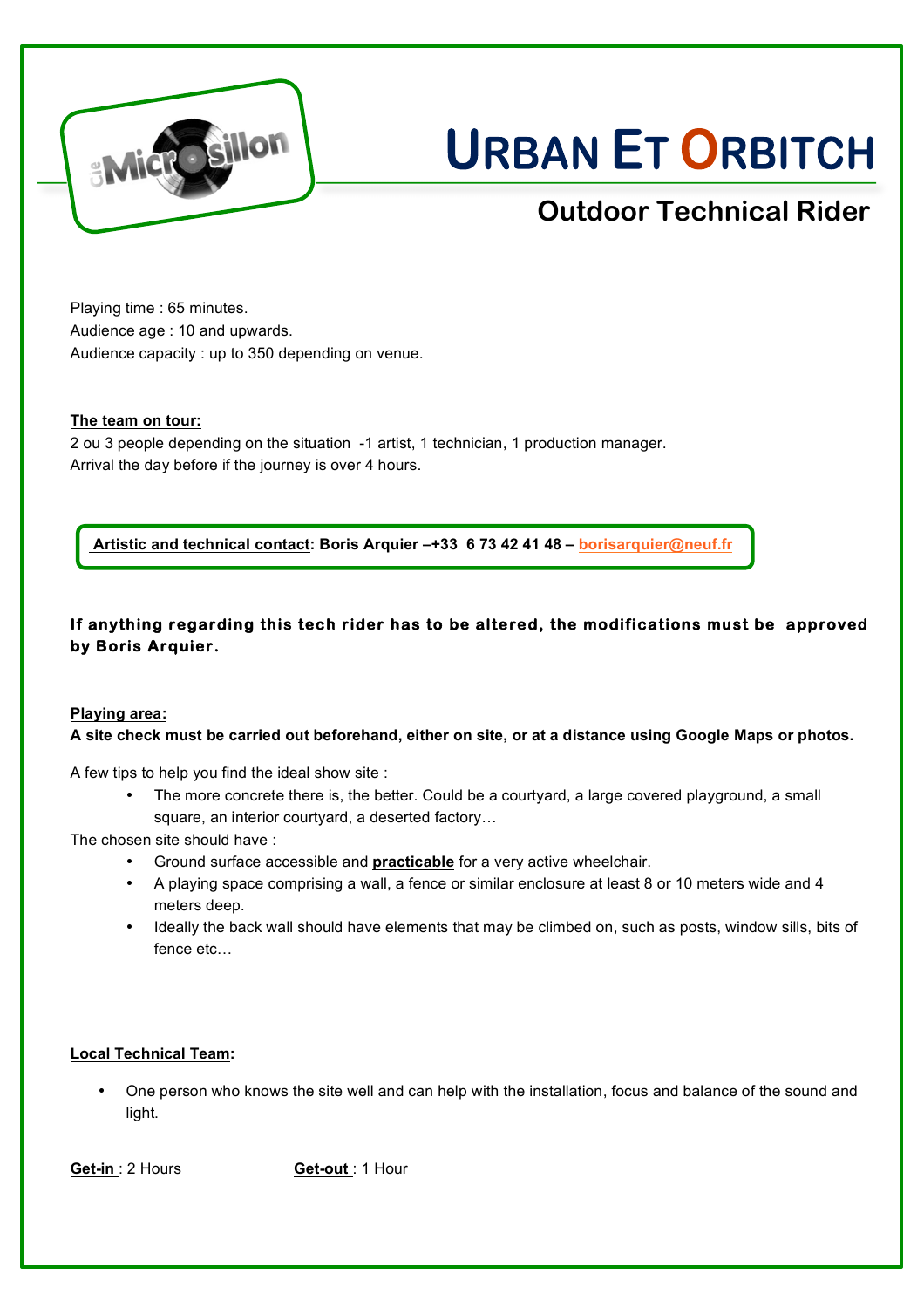# URBAN ET ORBITCH

## Outdoor Technical Rider

Playing time : 65 minutes.
Audience age : 10 and upwards.
Audience capacity : up to 350 depending on venue.

**The team on tour:**
2 ou 3 people depending on the situation -1 artist, 1 technician, 1 production manager.
Arrival the day before if the journey is over 4 hours.

**Artistic and technical contact: Boris Arquier –+33 6 73 42 41 48 – borisarquier@neuf.fr**

**If anything regarding this tech rider has to be altered, the modifications must be approved by Boris Arquier.**

**Playing area:**
**A site check must be carried out beforehand, either on site, or at a distance using Google Maps or photos.**

A few tips to help you find the ideal show site :

- The more concrete there is, the better. Could be a courtyard, a large covered playground, a small square, an interior courtyard, a deserted factory…

The chosen site should have :

- Ground surface accessible and **practicable** for a very active wheelchair.
- A playing space comprising a wall, a fence or similar enclosure at least 8 or 10 meters wide and 4 meters deep.
- Ideally the back wall should have elements that may be climbed on, such as posts, window sills, bits of fence etc…

**Local Technical Team:**

- One person who knows the site well and can help with the installation, focus and balance of the sound and light.

**Get-in** : 2 Hours **Get-out** : 1 Hour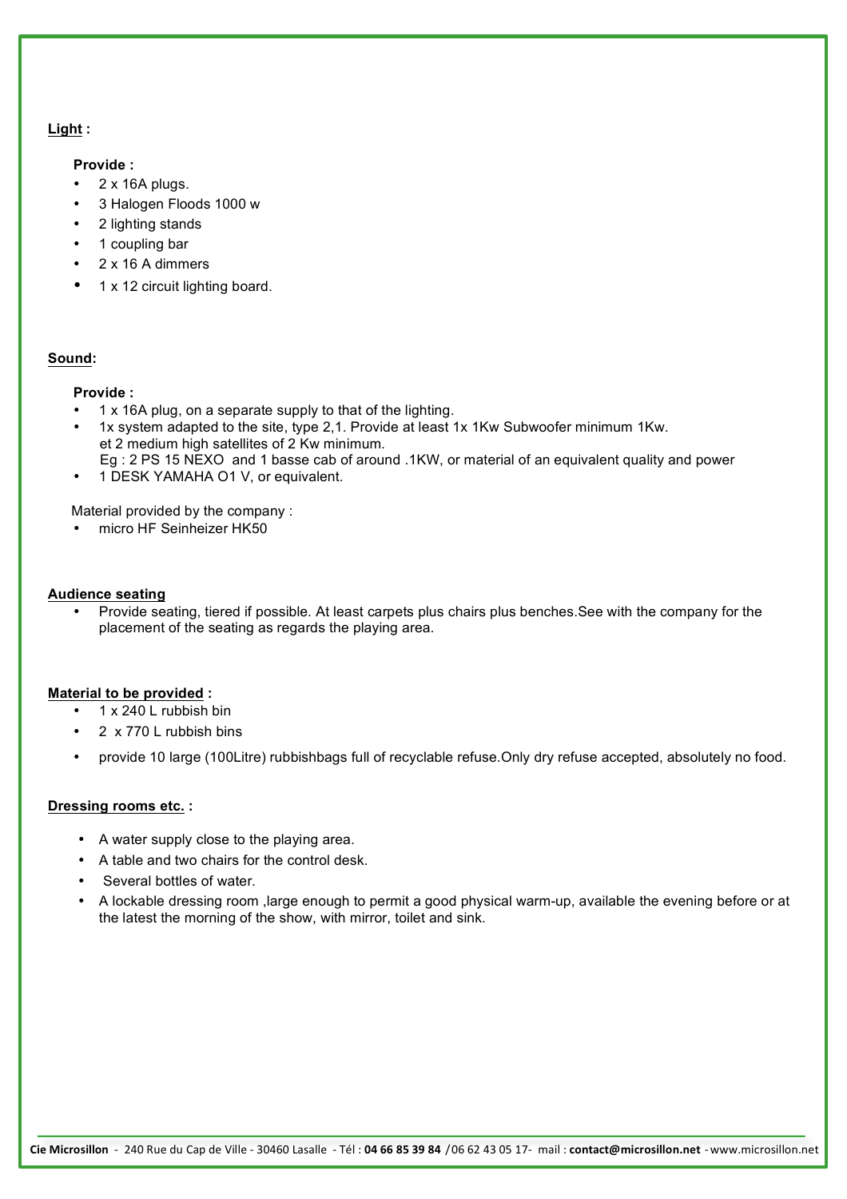**Light :**

**Provide :**

- 2 x 16A plugs.
- 3 Halogen Floods 1000 w
- 2 lighting stands
- 1 coupling bar
- 2 x 16 A dimmers
- 1 x 12 circuit lighting board.

**Sound:**

**Provide :**

- 1 x 16A plug, on a separate supply to that of the lighting.
- 1x system adapted to the site, type 2,1. Provide at least 1x 1Kw Subwoofer minimum 1Kw. et 2 medium high satellites of 2 Kw minimum. Eg : 2 PS 15 NEXO and 1 basse cab of around .1KW, or material of an equivalent quality and power
- 1 DESK YAMAHA O1 V, or equivalent.

Material provided by the company :

- micro HF Seinheizer HK50

**Audience seating**

- Provide seating, tiered if possible. At least carpets plus chairs plus benches.See with the company for the placement of the seating as regards the playing area.

**Material to be provided :**

- 1 x 240 L rubbish bin
- 2 x 770 L rubbish bins
- provide 10 large (100Litre) rubbishbags full of recyclable refuse.Only dry refuse accepted, absolutely no food.

**Dressing rooms etc. :**

- A water supply close to the playing area.
- A table and two chairs for the control desk.
- Several bottles of water.
- A lockable dressing room ,large enough to permit a good physical warm-up, available the evening before or at the latest the morning of the show, with mirror, toilet and sink.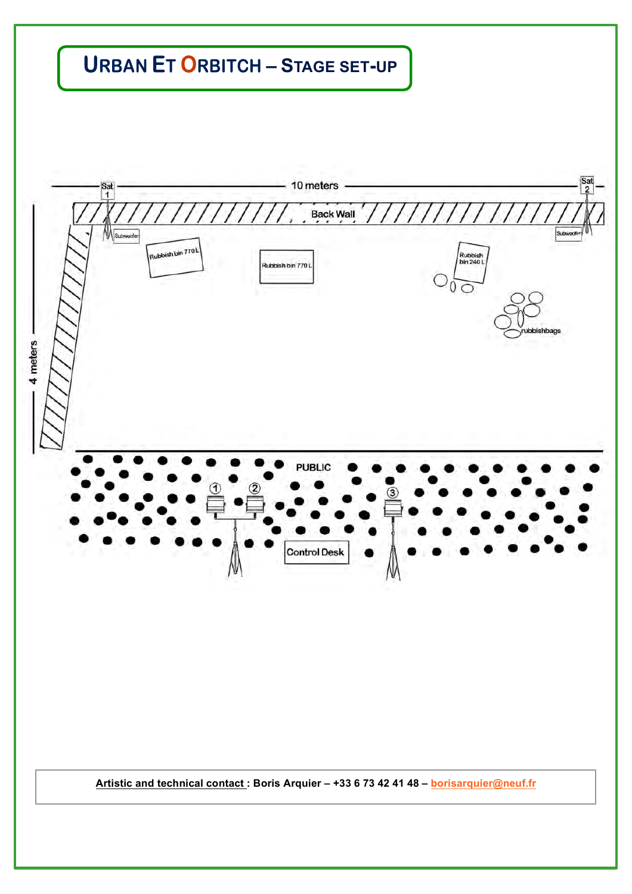# URBAN ET ORBITCH – STAGE SET-UP

10 meters

Sat 1

Sat 2

Back Wall

Subwoofer

Subwoofer

Rubbish bin 770 L

Rubbish bin 770 L

Rubbish bin 240 L

rubbishbags

4 meters

PUBLIC

1

2

3

Control Desk

**Artistic and technical contact** : Boris Arquier – +33 6 73 42 41 48 – borisarquier@neuf.fr